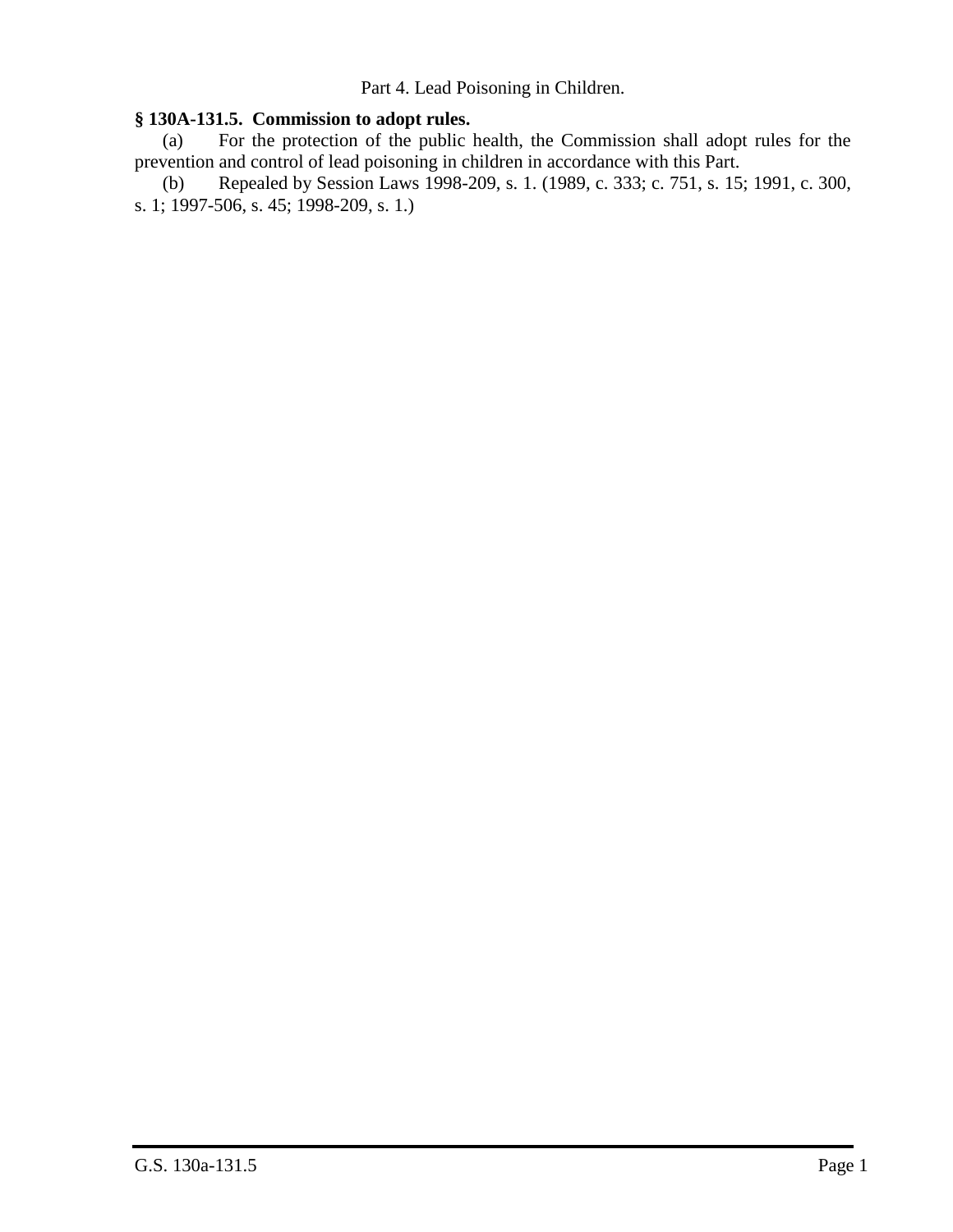Part 4. Lead Poisoning in Children.

**§ 130A-131.5. Commission to adopt rules.**

(a) For the protection of the public health, the Commission shall adopt rules for the prevention and control of lead poisoning in children in accordance with this Part.

(b) Repealed by Session Laws 1998-209, s. 1. (1989, c. 333; c. 751, s. 15; 1991, c. 300, s. 1; 1997-506, s. 45; 1998-209, s. 1.)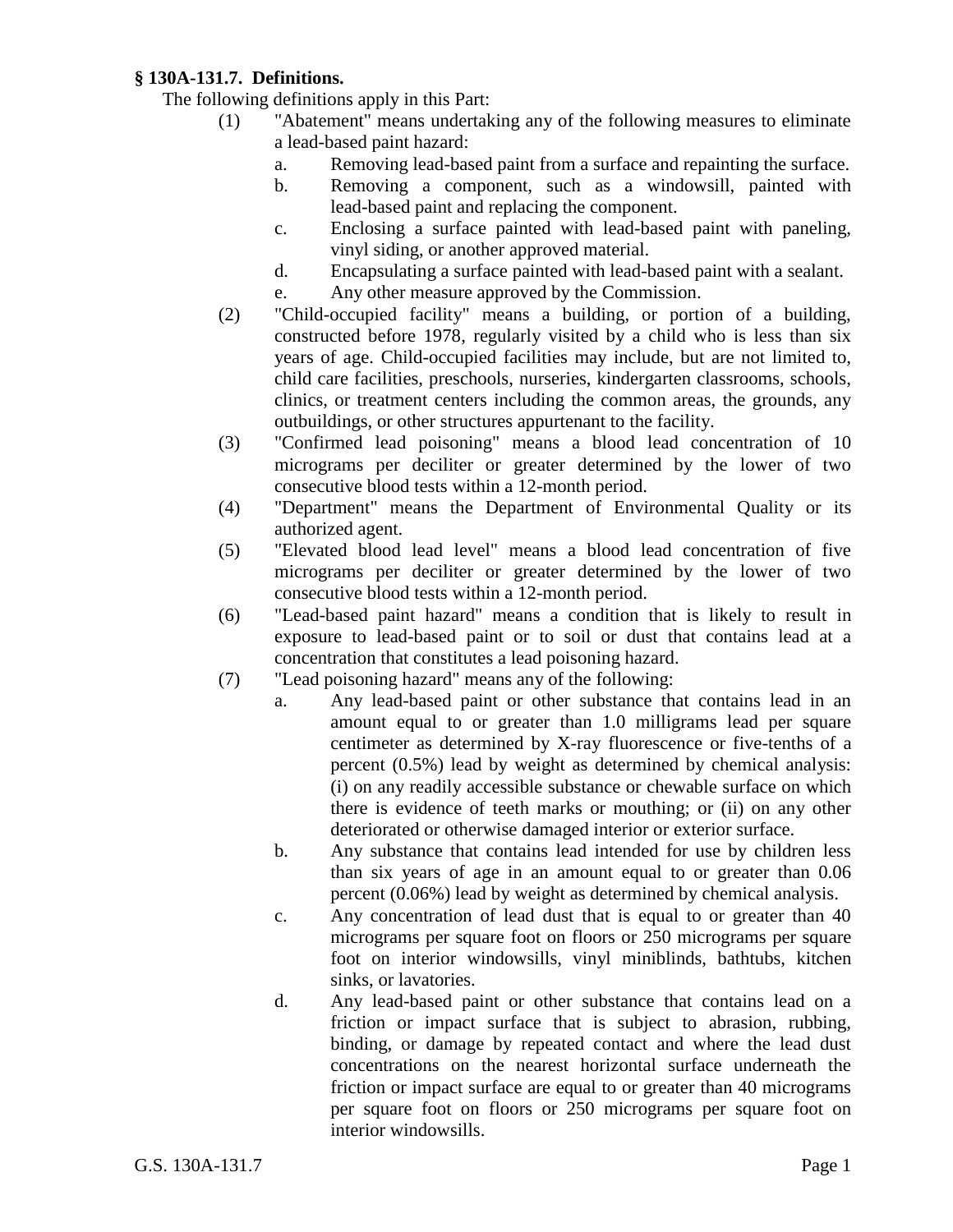**§ 130A-131.7. Definitions.**

The following definitions apply in this Part:

1. "Abatement" means undertaking any of the following measures to eliminate a lead-based paint hazard:
   a. Removing lead-based paint from a surface and repainting the surface.
   b. Removing a component, such as a windowsill, painted with lead-based paint and replacing the component.
   c. Enclosing a surface painted with lead-based paint with paneling, vinyl siding, or another approved material.
   d. Encapsulating a surface painted with lead-based paint with a sealant.
   e. Any other measure approved by the Commission.
2. "Child-occupied facility" means a building, or portion of a building, constructed before 1978, regularly visited by a child who is less than six years of age. Child-occupied facilities may include, but are not limited to, child care facilities, preschools, nurseries, kindergarten classrooms, schools, clinics, or treatment centers including the common areas, the grounds, any outbuildings, or other structures appurtenant to the facility.
3. "Confirmed lead poisoning" means a blood lead concentration of 10 micrograms per deciliter or greater determined by the lower of two consecutive blood tests within a 12-month period.
4. "Department" means the Department of Environmental Quality or its authorized agent.
5. "Elevated blood lead level" means a blood lead concentration of five micrograms per deciliter or greater determined by the lower of two consecutive blood tests within a 12-month period.
6. "Lead-based paint hazard" means a condition that is likely to result in exposure to lead-based paint or to soil or dust that contains lead at a concentration that constitutes a lead poisoning hazard.
7. "Lead poisoning hazard" means any of the following:
   a. Any lead-based paint or other substance that contains lead in an amount equal to or greater than 1.0 milligrams lead per square centimeter as determined by X-ray fluorescence or five-tenths of a percent (0.5%) lead by weight as determined by chemical analysis: (i) on any readily accessible substance or chewable surface on which there is evidence of teeth marks or mouthing; or (ii) on any other deteriorated or otherwise damaged interior or exterior surface.
   b. Any substance that contains lead intended for use by children less than six years of age in an amount equal to or greater than 0.06 percent (0.06%) lead by weight as determined by chemical analysis.
   c. Any concentration of lead dust that is equal to or greater than 40 micrograms per square foot on floors or 250 micrograms per square foot on interior windowsills, vinyl miniblinds, bathtubs, kitchen sinks, or lavatories.
   d. Any lead-based paint or other substance that contains lead on a friction or impact surface that is subject to abrasion, rubbing, binding, or damage by repeated contact and where the lead dust concentrations on the nearest horizontal surface underneath the friction or impact surface are equal to or greater than 40 micrograms per square foot on floors or 250 micrograms per square foot on interior windowsills.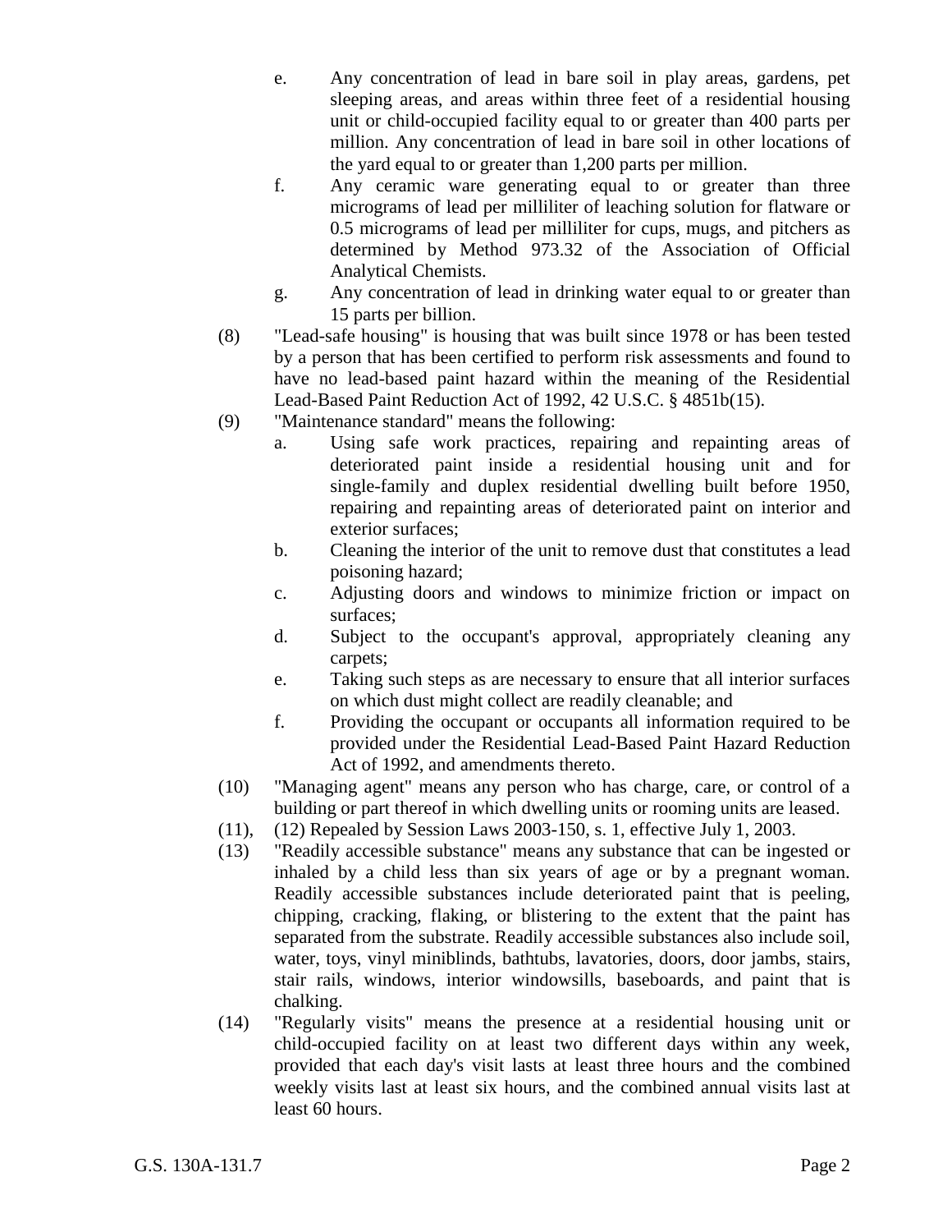e. Any concentration of lead in bare soil in play areas, gardens, pet sleeping areas, and areas within three feet of a residential housing unit or child-occupied facility equal to or greater than 400 parts per million. Any concentration of lead in bare soil in other locations of the yard equal to or greater than 1,200 parts per million.

f. Any ceramic ware generating equal to or greater than three micrograms of lead per milliliter of leaching solution for flatware or 0.5 micrograms of lead per milliliter for cups, mugs, and pitchers as determined by Method 973.32 of the Association of Official Analytical Chemists.

g. Any concentration of lead in drinking water equal to or greater than 15 parts per billion.

(8) "Lead-safe housing" is housing that was built since 1978 or has been tested by a person that has been certified to perform risk assessments and found to have no lead-based paint hazard within the meaning of the Residential Lead-Based Paint Reduction Act of 1992, 42 U.S.C. § 4851b(15).

(9) "Maintenance standard" means the following:

a. Using safe work practices, repairing and repainting areas of deteriorated paint inside a residential housing unit and for single-family and duplex residential dwelling built before 1950, repairing and repainting areas of deteriorated paint on interior and exterior surfaces;

b. Cleaning the interior of the unit to remove dust that constitutes a lead poisoning hazard;

c. Adjusting doors and windows to minimize friction or impact on surfaces;

d. Subject to the occupant's approval, appropriately cleaning any carpets;

e. Taking such steps as are necessary to ensure that all interior surfaces on which dust might collect are readily cleanable; and

f. Providing the occupant or occupants all information required to be provided under the Residential Lead-Based Paint Hazard Reduction Act of 1992, and amendments thereto.

(10) "Managing agent" means any person who has charge, care, or control of a building or part thereof in which dwelling units or rooming units are leased.

(11), (12) Repealed by Session Laws 2003-150, s. 1, effective July 1, 2003.

(13) "Readily accessible substance" means any substance that can be ingested or inhaled by a child less than six years of age or by a pregnant woman. Readily accessible substances include deteriorated paint that is peeling, chipping, cracking, flaking, or blistering to the extent that the paint has separated from the substrate. Readily accessible substances also include soil, water, toys, vinyl miniblinds, bathtubs, lavatories, doors, door jambs, stairs, stair rails, windows, interior windowsills, baseboards, and paint that is chalking.

(14) "Regularly visits" means the presence at a residential housing unit or child-occupied facility on at least two different days within any week, provided that each day's visit lasts at least three hours and the combined weekly visits last at least six hours, and the combined annual visits last at least 60 hours.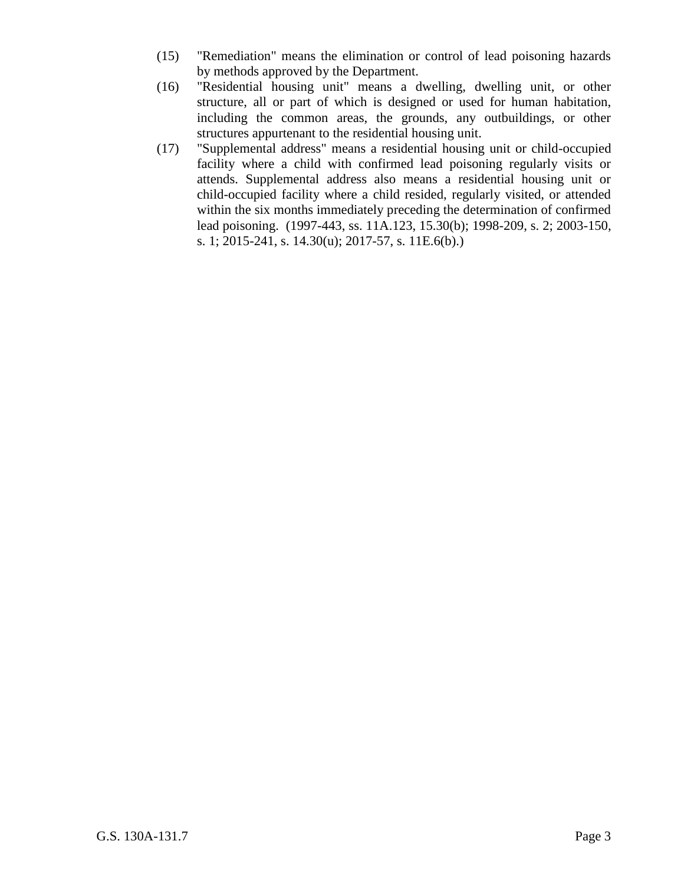(15) "Remediation" means the elimination or control of lead poisoning hazards by methods approved by the Department.

(16) "Residential housing unit" means a dwelling, dwelling unit, or other structure, all or part of which is designed or used for human habitation, including the common areas, the grounds, any outbuildings, or other structures appurtenant to the residential housing unit.

(17) "Supplemental address" means a residential housing unit or child-occupied facility where a child with confirmed lead poisoning regularly visits or attends. Supplemental address also means a residential housing unit or child-occupied facility where a child resided, regularly visited, or attended within the six months immediately preceding the determination of confirmed lead poisoning. (1997-443, ss. 11A.123, 15.30(b); 1998-209, s. 2; 2003-150, s. 1; 2015-241, s. 14.30(u); 2017-57, s. 11E.6(b).)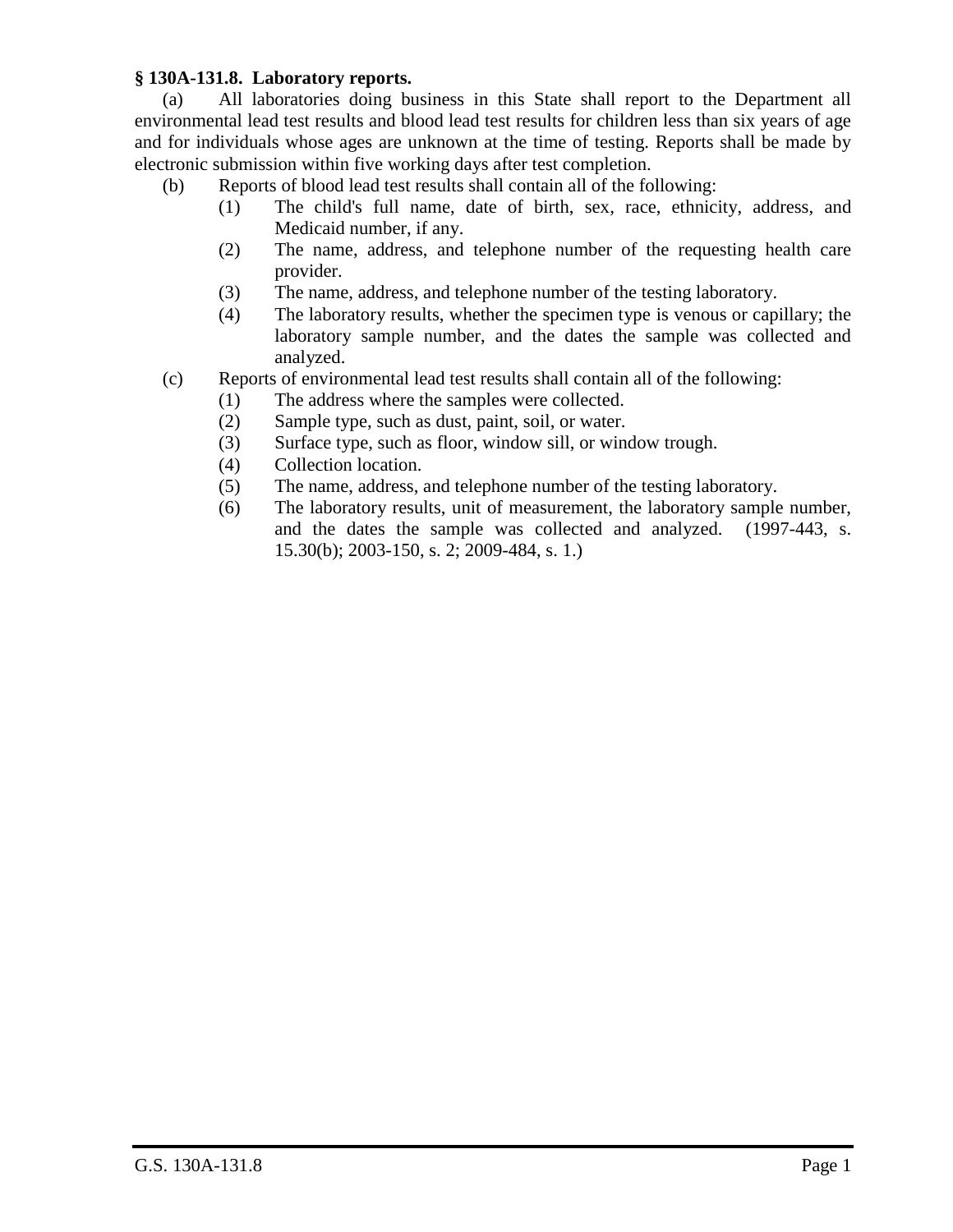**§ 130A-131.8. Laboratory reports.**

(a) All laboratories doing business in this State shall report to the Department all environmental lead test results and blood lead test results for children less than six years of age and for individuals whose ages are unknown at the time of testing. Reports shall be made by electronic submission within five working days after test completion.

(b) Reports of blood lead test results shall contain all of the following:

- (1) The child's full name, date of birth, sex, race, ethnicity, address, and Medicaid number, if any.
- (2) The name, address, and telephone number of the requesting health care provider.
- (3) The name, address, and telephone number of the testing laboratory.
- (4) The laboratory results, whether the specimen type is venous or capillary; the laboratory sample number, and the dates the sample was collected and analyzed.

(c) Reports of environmental lead test results shall contain all of the following:

- (1) The address where the samples were collected.
- (2) Sample type, such as dust, paint, soil, or water.
- (3) Surface type, such as floor, window sill, or window trough.
- (4) Collection location.
- (5) The name, address, and telephone number of the testing laboratory.
- (6) The laboratory results, unit of measurement, the laboratory sample number, and the dates the sample was collected and analyzed. (1997-443, s. 15.30(b); 2003-150, s. 2; 2009-484, s. 1.)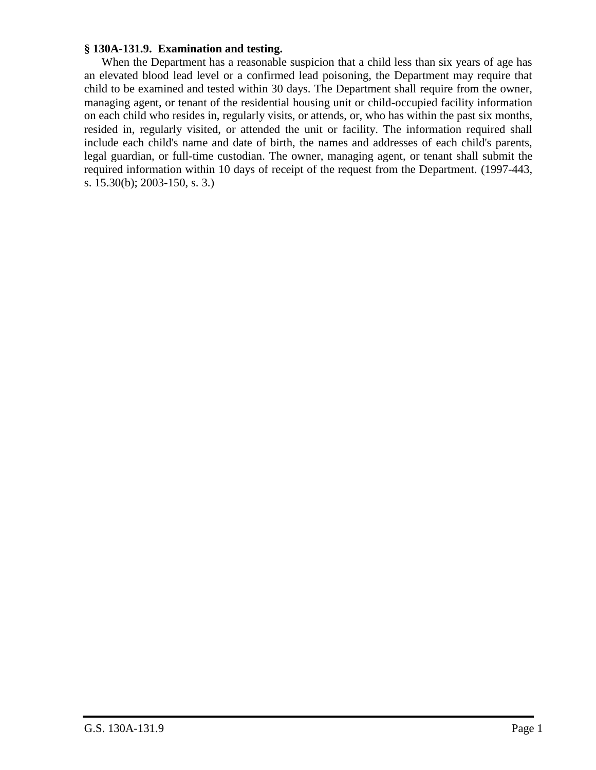**§ 130A-131.9. Examination and testing.**

When the Department has a reasonable suspicion that a child less than six years of age has an elevated blood lead level or a confirmed lead poisoning, the Department may require that child to be examined and tested within 30 days. The Department shall require from the owner, managing agent, or tenant of the residential housing unit or child-occupied facility information on each child who resides in, regularly visits, or attends, or, who has within the past six months, resided in, regularly visited, or attended the unit or facility. The information required shall include each child's name and date of birth, the names and addresses of each child's parents, legal guardian, or full-time custodian. The owner, managing agent, or tenant shall submit the required information within 10 days of receipt of the request from the Department. (1997-443, s. 15.30(b); 2003-150, s. 3.)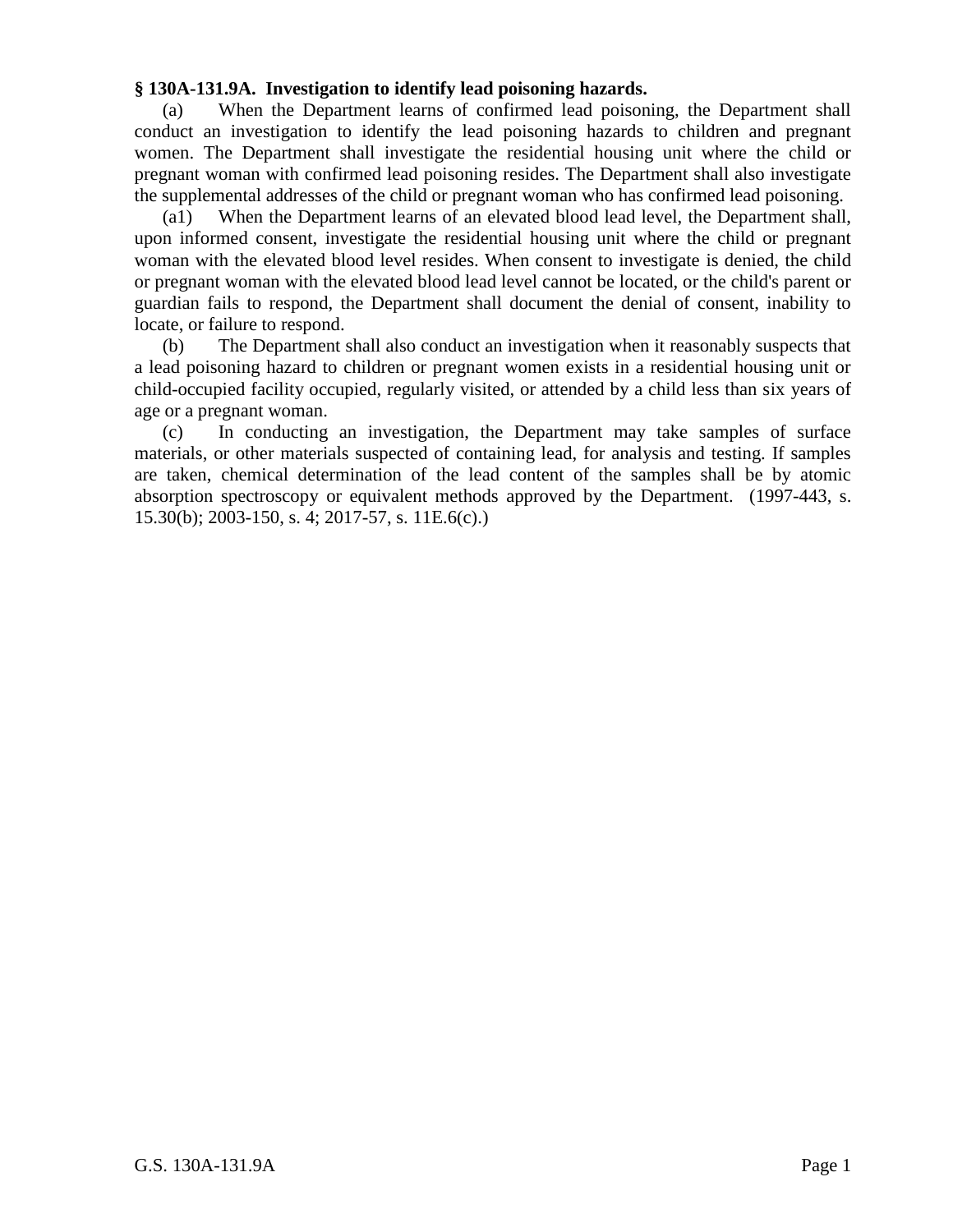**§ 130A-131.9A. Investigation to identify lead poisoning hazards.**

(a) When the Department learns of confirmed lead poisoning, the Department shall conduct an investigation to identify the lead poisoning hazards to children and pregnant women. The Department shall investigate the residential housing unit where the child or pregnant woman with confirmed lead poisoning resides. The Department shall also investigate the supplemental addresses of the child or pregnant woman who has confirmed lead poisoning.

(a1) When the Department learns of an elevated blood lead level, the Department shall, upon informed consent, investigate the residential housing unit where the child or pregnant woman with the elevated blood level resides. When consent to investigate is denied, the child or pregnant woman with the elevated blood lead level cannot be located, or the child's parent or guardian fails to respond, the Department shall document the denial of consent, inability to locate, or failure to respond.

(b) The Department shall also conduct an investigation when it reasonably suspects that a lead poisoning hazard to children or pregnant women exists in a residential housing unit or child-occupied facility occupied, regularly visited, or attended by a child less than six years of age or a pregnant woman.

(c) In conducting an investigation, the Department may take samples of surface materials, or other materials suspected of containing lead, for analysis and testing. If samples are taken, chemical determination of the lead content of the samples shall be by atomic absorption spectroscopy or equivalent methods approved by the Department. (1997-443, s. 15.30(b); 2003-150, s. 4; 2017-57, s. 11E.6(c).)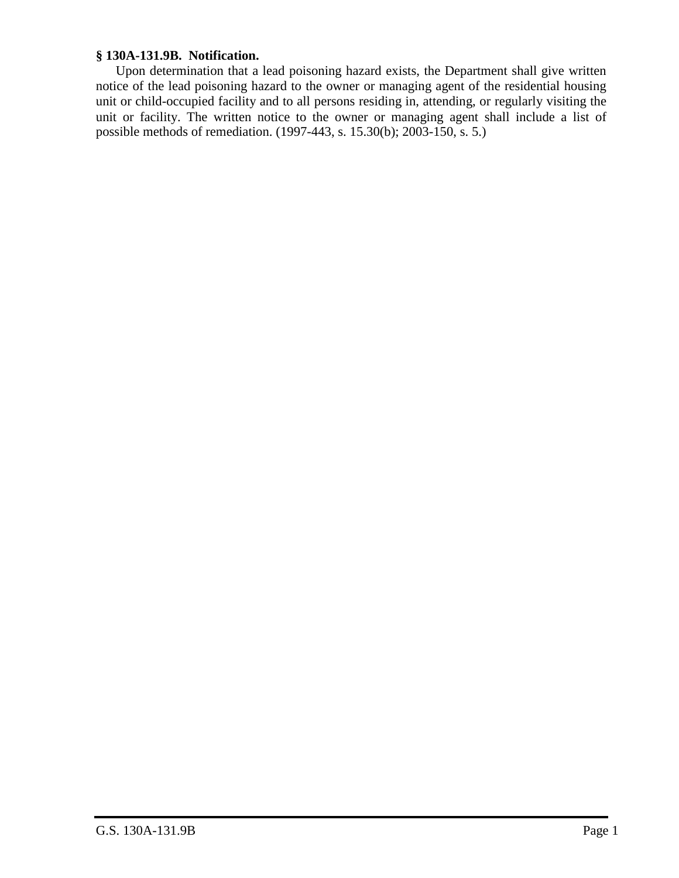**§ 130A-131.9B. Notification.**

Upon determination that a lead poisoning hazard exists, the Department shall give written notice of the lead poisoning hazard to the owner or managing agent of the residential housing unit or child-occupied facility and to all persons residing in, attending, or regularly visiting the unit or facility. The written notice to the owner or managing agent shall include a list of possible methods of remediation. (1997-443, s. 15.30(b); 2003-150, s. 5.)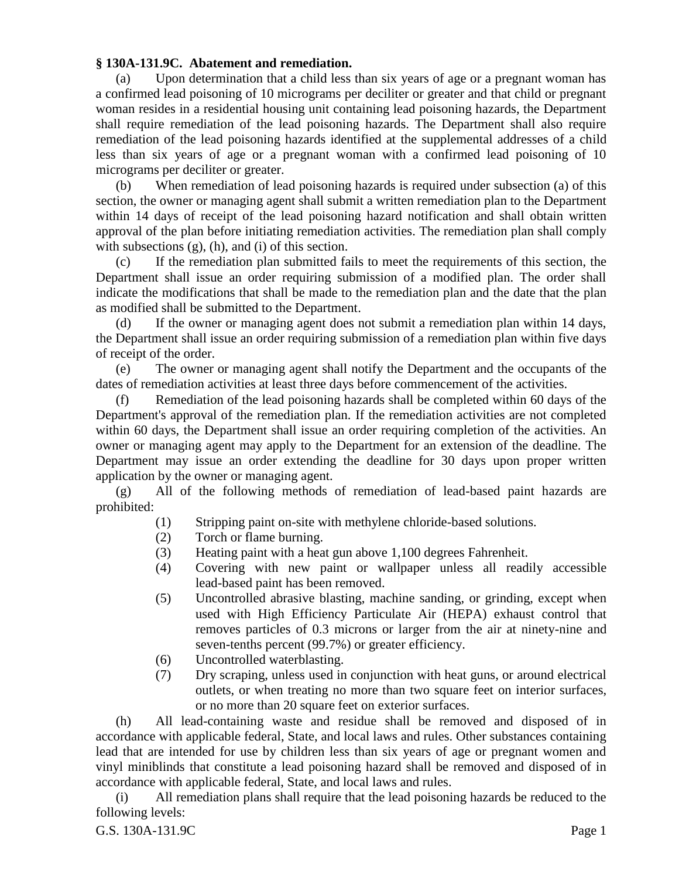**§ 130A-131.9C. Abatement and remediation.**

(a) Upon determination that a child less than six years of age or a pregnant woman has a confirmed lead poisoning of 10 micrograms per deciliter or greater and that child or pregnant woman resides in a residential housing unit containing lead poisoning hazards, the Department shall require remediation of the lead poisoning hazards. The Department shall also require remediation of the lead poisoning hazards identified at the supplemental addresses of a child less than six years of age or a pregnant woman with a confirmed lead poisoning of 10 micrograms per deciliter or greater.

(b) When remediation of lead poisoning hazards is required under subsection (a) of this section, the owner or managing agent shall submit a written remediation plan to the Department within 14 days of receipt of the lead poisoning hazard notification and shall obtain written approval of the plan before initiating remediation activities. The remediation plan shall comply with subsections (g), (h), and (i) of this section.

(c) If the remediation plan submitted fails to meet the requirements of this section, the Department shall issue an order requiring submission of a modified plan. The order shall indicate the modifications that shall be made to the remediation plan and the date that the plan as modified shall be submitted to the Department.

(d) If the owner or managing agent does not submit a remediation plan within 14 days, the Department shall issue an order requiring submission of a remediation plan within five days of receipt of the order.

(e) The owner or managing agent shall notify the Department and the occupants of the dates of remediation activities at least three days before commencement of the activities.

(f) Remediation of the lead poisoning hazards shall be completed within 60 days of the Department's approval of the remediation plan. If the remediation activities are not completed within 60 days, the Department shall issue an order requiring completion of the activities. An owner or managing agent may apply to the Department for an extension of the deadline. The Department may issue an order extending the deadline for 30 days upon proper written application by the owner or managing agent.

(g) All of the following methods of remediation of lead-based paint hazards are prohibited:

(1) Stripping paint on-site with methylene chloride-based solutions.

(2) Torch or flame burning.

(3) Heating paint with a heat gun above 1,100 degrees Fahrenheit.

(4) Covering with new paint or wallpaper unless all readily accessible lead-based paint has been removed.

(5) Uncontrolled abrasive blasting, machine sanding, or grinding, except when used with High Efficiency Particulate Air (HEPA) exhaust control that removes particles of 0.3 microns or larger from the air at ninety-nine and seven-tenths percent (99.7%) or greater efficiency.

(6) Uncontrolled waterblasting.

(7) Dry scraping, unless used in conjunction with heat guns, or around electrical outlets, or when treating no more than two square feet on interior surfaces, or no more than 20 square feet on exterior surfaces.

(h) All lead-containing waste and residue shall be removed and disposed of in accordance with applicable federal, State, and local laws and rules. Other substances containing lead that are intended for use by children less than six years of age or pregnant women and vinyl miniblinds that constitute a lead poisoning hazard shall be removed and disposed of in accordance with applicable federal, State, and local laws and rules.

(i) All remediation plans shall require that the lead poisoning hazards be reduced to the following levels: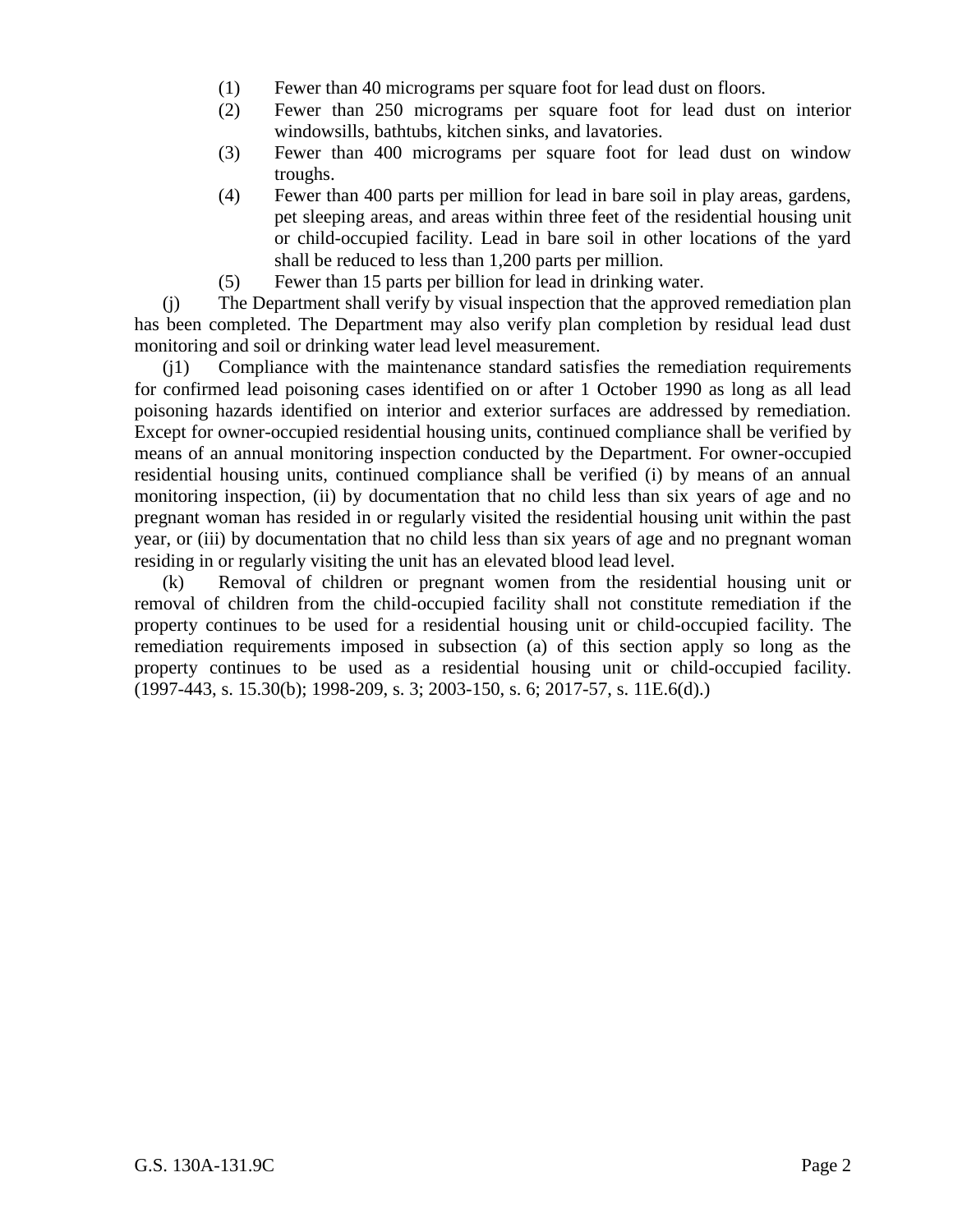(1) Fewer than 40 micrograms per square foot for lead dust on floors.

(2) Fewer than 250 micrograms per square foot for lead dust on interior windowsills, bathtubs, kitchen sinks, and lavatories.

(3) Fewer than 400 micrograms per square foot for lead dust on window troughs.

(4) Fewer than 400 parts per million for lead in bare soil in play areas, gardens, pet sleeping areas, and areas within three feet of the residential housing unit or child-occupied facility. Lead in bare soil in other locations of the yard shall be reduced to less than 1,200 parts per million.

(5) Fewer than 15 parts per billion for lead in drinking water.

(j) The Department shall verify by visual inspection that the approved remediation plan has been completed. The Department may also verify plan completion by residual lead dust monitoring and soil or drinking water lead level measurement.

(j1) Compliance with the maintenance standard satisfies the remediation requirements for confirmed lead poisoning cases identified on or after 1 October 1990 as long as all lead poisoning hazards identified on interior and exterior surfaces are addressed by remediation. Except for owner-occupied residential housing units, continued compliance shall be verified by means of an annual monitoring inspection conducted by the Department. For owner-occupied residential housing units, continued compliance shall be verified (i) by means of an annual monitoring inspection, (ii) by documentation that no child less than six years of age and no pregnant woman has resided in or regularly visited the residential housing unit within the past year, or (iii) by documentation that no child less than six years of age and no pregnant woman residing in or regularly visiting the unit has an elevated blood lead level.

(k) Removal of children or pregnant women from the residential housing unit or removal of children from the child-occupied facility shall not constitute remediation if the property continues to be used for a residential housing unit or child-occupied facility. The remediation requirements imposed in subsection (a) of this section apply so long as the property continues to be used as a residential housing unit or child-occupied facility. (1997-443, s. 15.30(b); 1998-209, s. 3; 2003-150, s. 6; 2017-57, s. 11E.6(d).)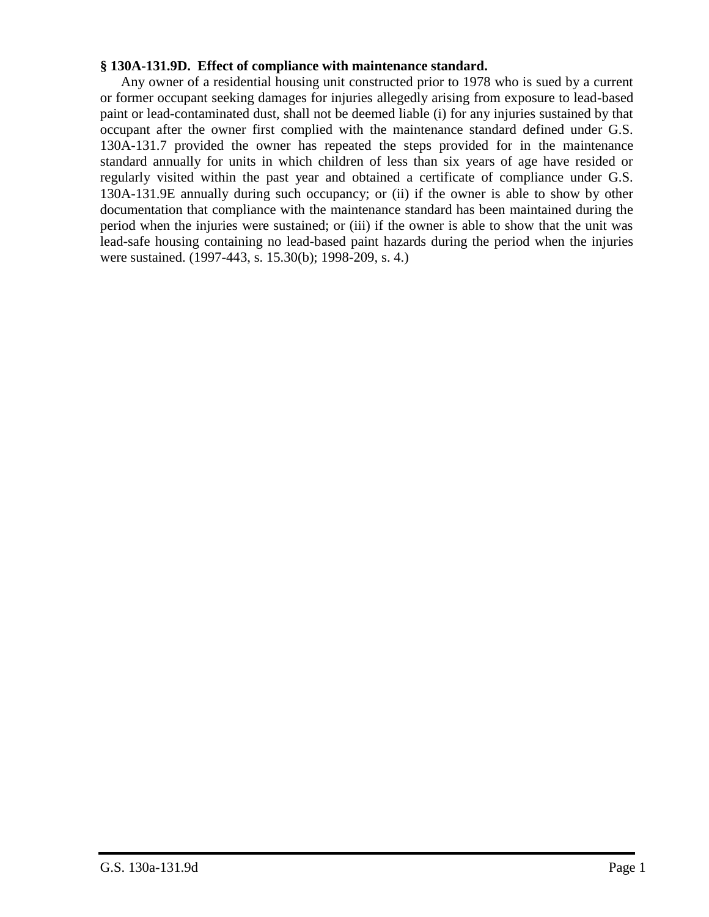**§ 130A-131.9D. Effect of compliance with maintenance standard.**

Any owner of a residential housing unit constructed prior to 1978 who is sued by a current or former occupant seeking damages for injuries allegedly arising from exposure to lead-based paint or lead-contaminated dust, shall not be deemed liable (i) for any injuries sustained by that occupant after the owner first complied with the maintenance standard defined under G.S. 130A-131.7 provided the owner has repeated the steps provided for in the maintenance standard annually for units in which children of less than six years of age have resided or regularly visited within the past year and obtained a certificate of compliance under G.S. 130A-131.9E annually during such occupancy; or (ii) if the owner is able to show by other documentation that compliance with the maintenance standard has been maintained during the period when the injuries were sustained; or (iii) if the owner is able to show that the unit was lead-safe housing containing no lead-based paint hazards during the period when the injuries were sustained. (1997-443, s. 15.30(b); 1998-209, s. 4.)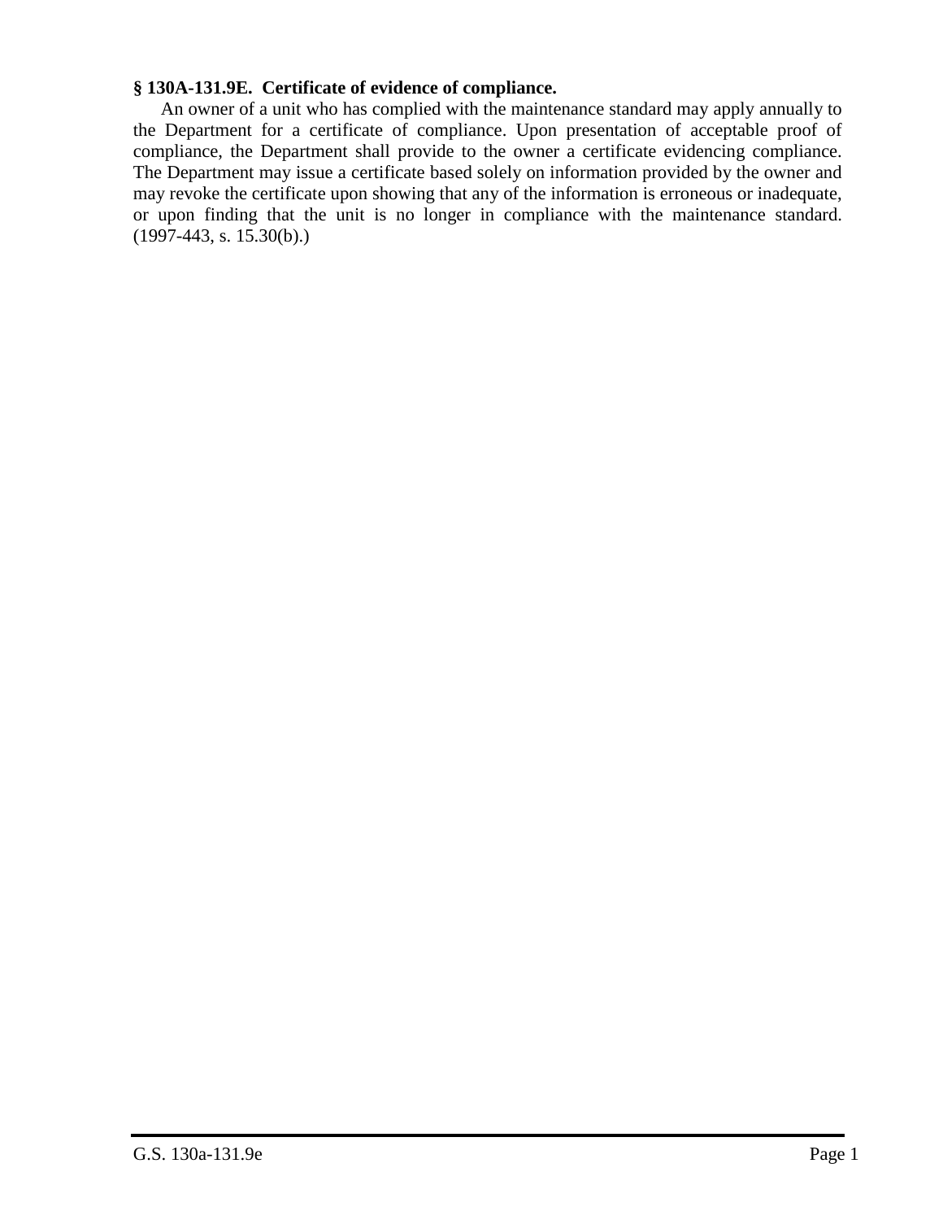**§ 130A-131.9E. Certificate of evidence of compliance.**

An owner of a unit who has complied with the maintenance standard may apply annually to the Department for a certificate of compliance. Upon presentation of acceptable proof of compliance, the Department shall provide to the owner a certificate evidencing compliance. The Department may issue a certificate based solely on information provided by the owner and may revoke the certificate upon showing that any of the information is erroneous or inadequate, or upon finding that the unit is no longer in compliance with the maintenance standard. (1997-443, s. 15.30(b).)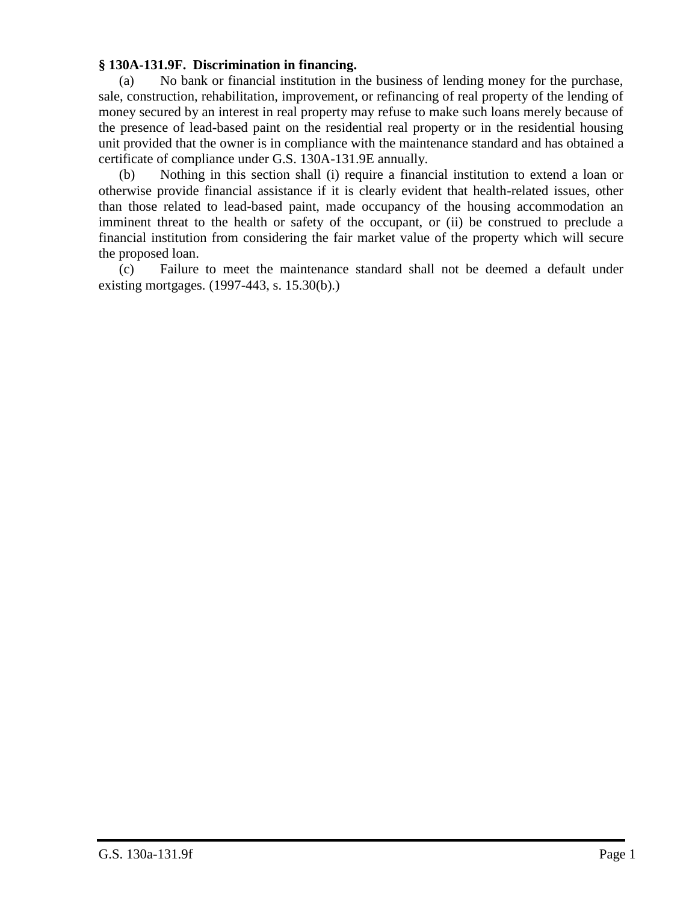**§ 130A-131.9F. Discrimination in financing.**

(a) No bank or financial institution in the business of lending money for the purchase, sale, construction, rehabilitation, improvement, or refinancing of real property of the lending of money secured by an interest in real property may refuse to make such loans merely because of the presence of lead-based paint on the residential real property or in the residential housing unit provided that the owner is in compliance with the maintenance standard and has obtained a certificate of compliance under G.S. 130A-131.9E annually.

(b) Nothing in this section shall (i) require a financial institution to extend a loan or otherwise provide financial assistance if it is clearly evident that health-related issues, other than those related to lead-based paint, made occupancy of the housing accommodation an imminent threat to the health or safety of the occupant, or (ii) be construed to preclude a financial institution from considering the fair market value of the property which will secure the proposed loan.

(c) Failure to meet the maintenance standard shall not be deemed a default under existing mortgages. (1997-443, s. 15.30(b).)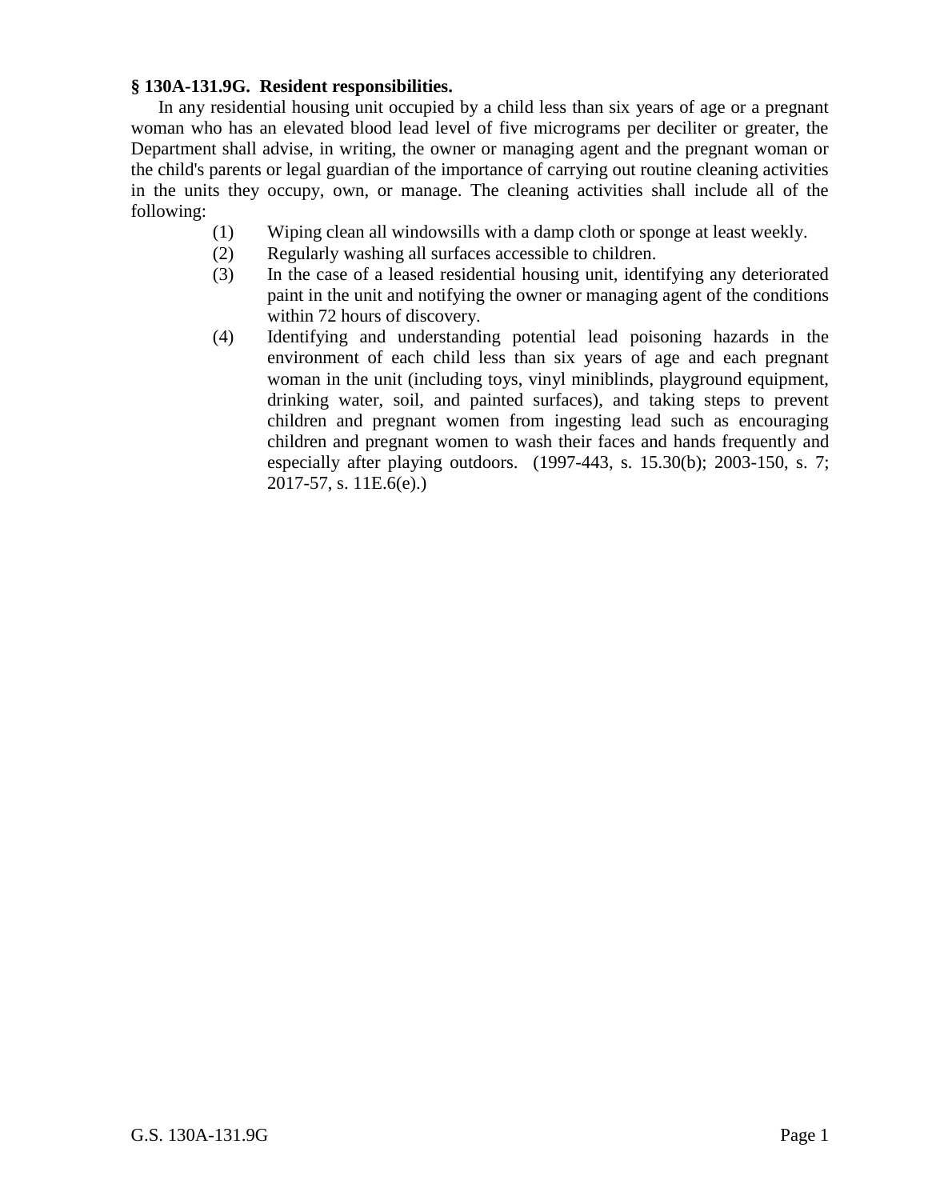**§ 130A-131.9G. Resident responsibilities.**

In any residential housing unit occupied by a child less than six years of age or a pregnant woman who has an elevated blood lead level of five micrograms per deciliter or greater, the Department shall advise, in writing, the owner or managing agent and the pregnant woman or the child's parents or legal guardian of the importance of carrying out routine cleaning activities in the units they occupy, own, or manage. The cleaning activities shall include all of the following:

(1) Wiping clean all windowsills with a damp cloth or sponge at least weekly.

(2) Regularly washing all surfaces accessible to children.

(3) In the case of a leased residential housing unit, identifying any deteriorated paint in the unit and notifying the owner or managing agent of the conditions within 72 hours of discovery.

(4) Identifying and understanding potential lead poisoning hazards in the environment of each child less than six years of age and each pregnant woman in the unit (including toys, vinyl miniblinds, playground equipment, drinking water, soil, and painted surfaces), and taking steps to prevent children and pregnant women from ingesting lead such as encouraging children and pregnant women to wash their faces and hands frequently and especially after playing outdoors. (1997-443, s. 15.30(b); 2003-150, s. 7; 2017-57, s. 11E.6(e).)